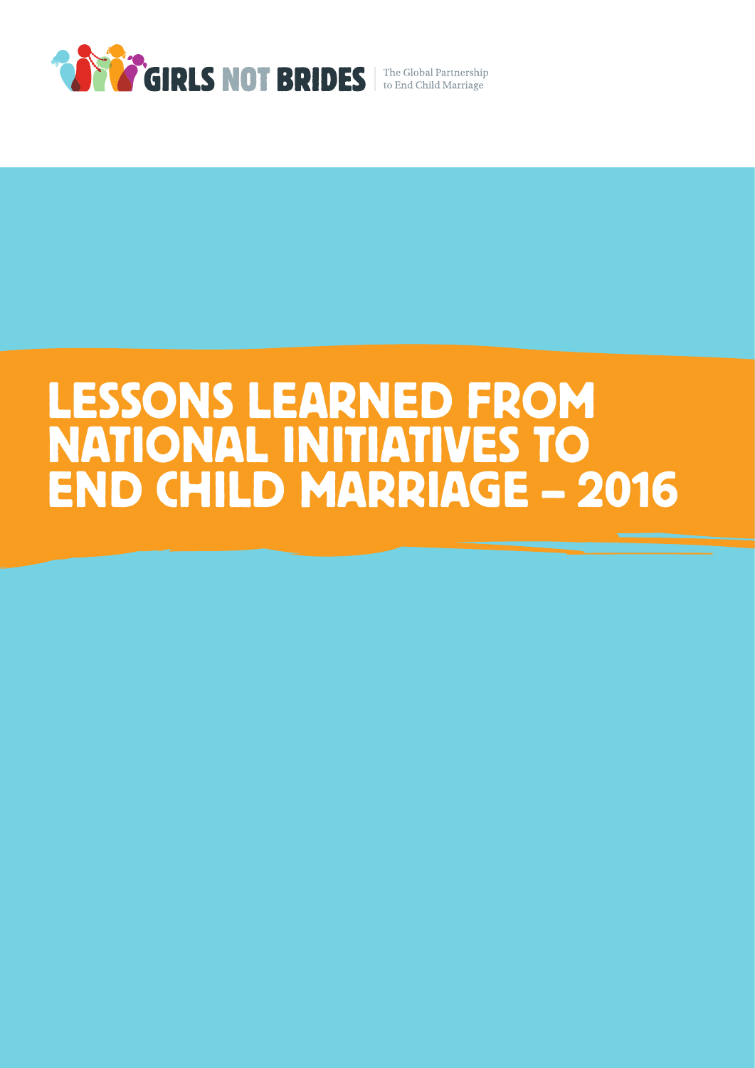GIRLS NOT BRIDES

The Global Partnership to End Child Marriage

# LESSONS LEARNED FROM NATIONAL INITIATIVES TO END CHILD MARRIAGE – 2016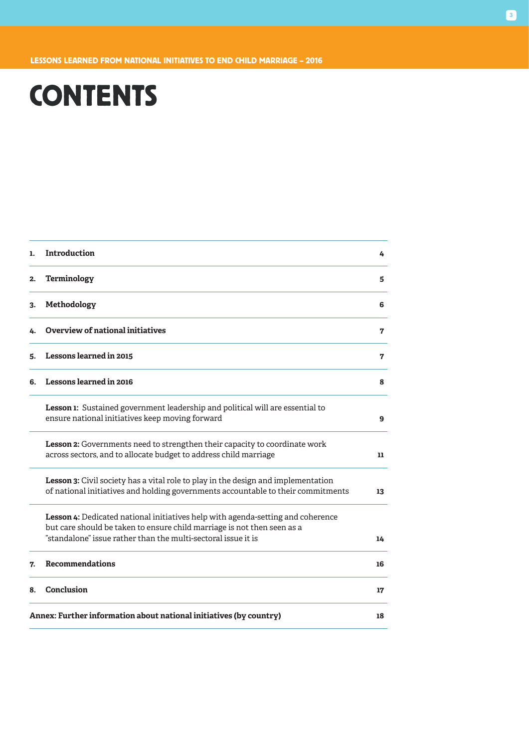# CONTENTS

| | | |
|---|---|---|
| **1.** | **Introduction** | **4** |
| **2.** | **Terminology** | **5** |
| **3.** | **Methodology** | **6** |
| **4.** | **Overview of national initiatives** | **7** |
| **5.** | **Lessons learned in 2015** | **7** |
| **6.** | **Lessons learned in 2016** | **8** |
| | **Lesson 1:** Sustained government leadership and political will are essential to ensure national initiatives keep moving forward | **9** |
| | **Lesson 2:** Governments need to strengthen their capacity to coordinate work across sectors, and to allocate budget to address child marriage | **11** |
| | **Lesson 3:** Civil society has a vital role to play in the design and implementation of national initiatives and holding governments accountable to their commitments | **13** |
| | **Lesson 4:** Dedicated national initiatives help with agenda-setting and coherence but care should be taken to ensure child marriage is not then seen as a "standalone" issue rather than the multi-sectoral issue it is | **14** |
| **7.** | **Recommendations** | **16** |
| **8.** | **Conclusion** | **17** |
| **Annex: Further information about national initiatives (by country)** | | **18** |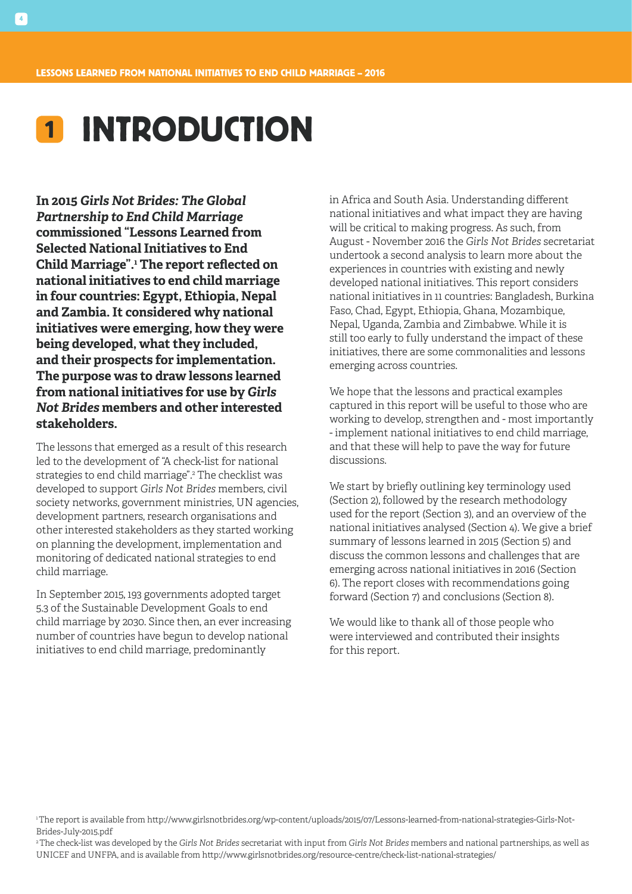# 1 INTRODUCTION

**In 2015 *Girls Not Brides: The Global Partnership to End Child Marriage* commissioned "Lessons Learned from Selected National Initiatives to End Child Marriage".[1] The report reflected on national initiatives to end child marriage in four countries: Egypt, Ethiopia, Nepal and Zambia. It considered why national initiatives were emerging, how they were being developed, what they included, and their prospects for implementation. The purpose was to draw lessons learned from national initiatives for use by *Girls Not Brides* members and other interested stakeholders.**

The lessons that emerged as a result of this research led to the development of "A check-list for national strategies to end child marriage".[2] The checklist was developed to support *Girls Not Brides* members, civil society networks, government ministries, UN agencies, development partners, research organisations and other interested stakeholders as they started working on planning the development, implementation and monitoring of dedicated national strategies to end child marriage.

In September 2015, 193 governments adopted target 5.3 of the Sustainable Development Goals to end child marriage by 2030. Since then, an ever increasing number of countries have begun to develop national initiatives to end child marriage, predominantly in Africa and South Asia. Understanding different national initiatives and what impact they are having will be critical to making progress. As such, from August - November 2016 the *Girls Not Brides* secretariat undertook a second analysis to learn more about the experiences in countries with existing and newly developed national initiatives. This report considers national initiatives in 11 countries: Bangladesh, Burkina Faso, Chad, Egypt, Ethiopia, Ghana, Mozambique, Nepal, Uganda, Zambia and Zimbabwe. While it is still too early to fully understand the impact of these initiatives, there are some commonalities and lessons emerging across countries.

We hope that the lessons and practical examples captured in this report will be useful to those who are working to develop, strengthen and - most importantly - implement national initiatives to end child marriage, and that these will help to pave the way for future discussions.

We start by briefly outlining key terminology used (Section 2), followed by the research methodology used for the report (Section 3), and an overview of the national initiatives analysed (Section 4). We give a brief summary of lessons learned in 2015 (Section 5) and discuss the common lessons and challenges that are emerging across national initiatives in 2016 (Section 6). The report closes with recommendations going forward (Section 7) and conclusions (Section 8).

We would like to thank all of those people who were interviewed and contributed their insights for this report.

---

[1] The report is available from http://www.girlsnotbrides.org/wp-content/uploads/2015/07/Lessons-learned-from-national-strategies-Girls-Not-Brides-July-2015.pdf

[2] The check-list was developed by the *Girls Not Brides* secretariat with input from *Girls Not Brides* members and national partnerships, as well as UNICEF and UNFPA, and is available from http://www.girlsnotbrides.org/resource-centre/check-list-national-strategies/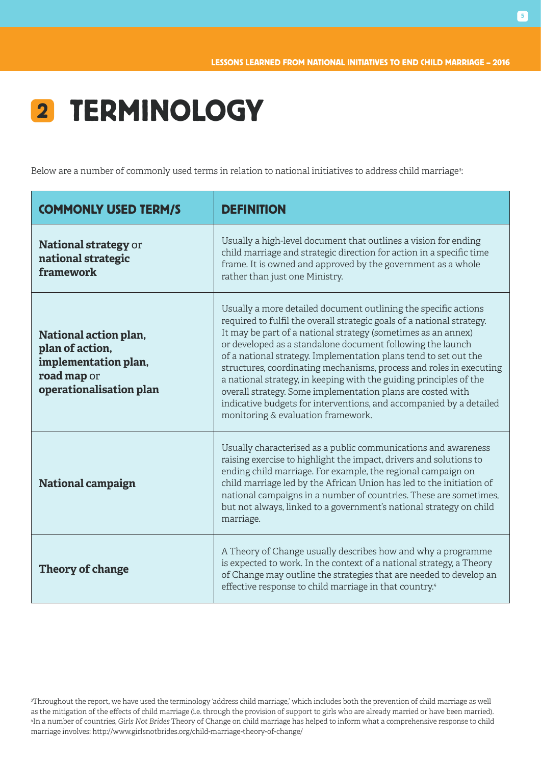# 2 TERMINOLOGY

Below are a number of commonly used terms in relation to national initiatives to address child marriage[3]:

| COMMONLY USED TERM/S | DEFINITION |
|---|---|
| **National strategy** or **national strategic framework** | Usually a high-level document that outlines a vision for ending child marriage and strategic direction for action in a specific time frame. It is owned and approved by the government as a whole rather than just one Ministry. |
| **National action plan, plan of action, implementation plan, road map** or **operationalisation plan** | Usually a more detailed document outlining the specific actions required to fulfil the overall strategic goals of a national strategy. It may be part of a national strategy (sometimes as an annex) or developed as a standalone document following the launch of a national strategy. Implementation plans tend to set out the structures, coordinating mechanisms, process and roles in executing a national strategy, in keeping with the guiding principles of the overall strategy. Some implementation plans are costed with indicative budgets for interventions, and accompanied by a detailed monitoring & evaluation framework. |
| **National campaign** | Usually characterised as a public communications and awareness raising exercise to highlight the impact, drivers and solutions to ending child marriage. For example, the regional campaign on child marriage led by the African Union has led to the initiation of national campaigns in a number of countries. These are sometimes, but not always, linked to a government's national strategy on child marriage. |
| **Theory of change** | A Theory of Change usually describes how and why a programme is expected to work. In the context of a national strategy, a Theory of Change may outline the strategies that are needed to develop an effective response to child marriage in that country.[4] |

[3]Throughout the report, we have used the terminology 'address child marriage,' which includes both the prevention of child marriage as well as the mitigation of the effects of child marriage (i.e. through the provision of support to girls who are already married or have been married).
[4]In a number of countries, *Girls Not Brides* Theory of Change on child marriage has helped to inform what a comprehensive response to child marriage involves: http://www.girlsnotbrides.org/child-marriage-theory-of-change/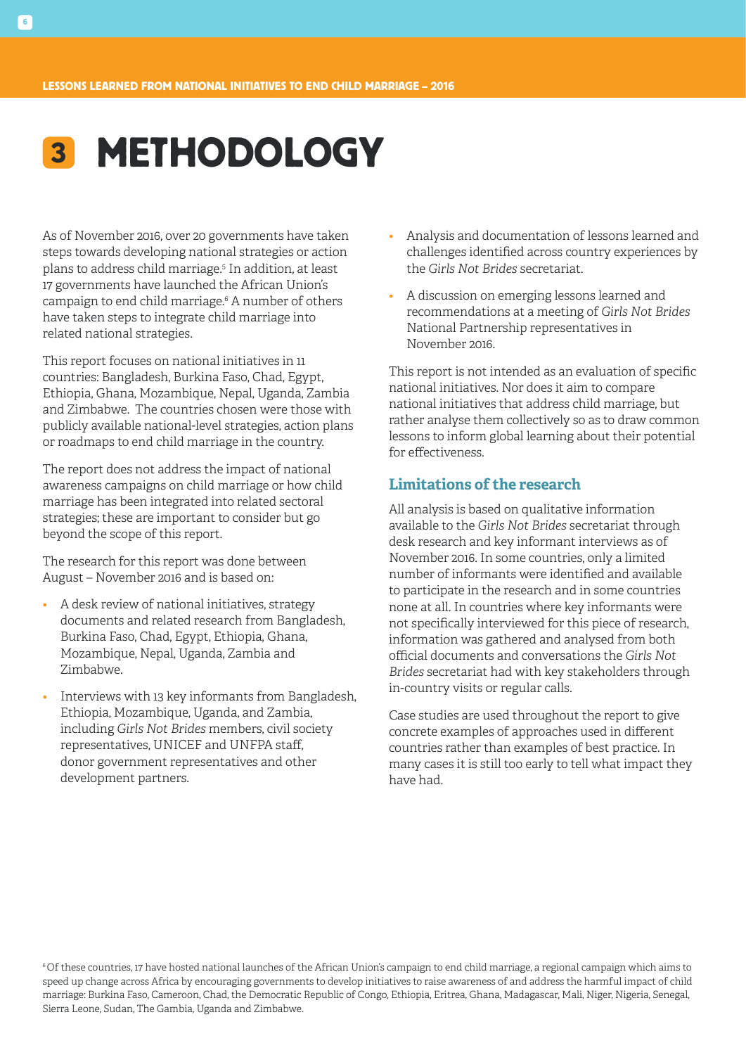# 3 METHODOLOGY

As of November 2016, over 20 governments have taken steps towards developing national strategies or action plans to address child marriage.[5] In addition, at least 17 governments have launched the African Union's campaign to end child marriage.[6] A number of others have taken steps to integrate child marriage into related national strategies.

This report focuses on national initiatives in 11 countries: Bangladesh, Burkina Faso, Chad, Egypt, Ethiopia, Ghana, Mozambique, Nepal, Uganda, Zambia and Zimbabwe. The countries chosen were those with publicly available national-level strategies, action plans or roadmaps to end child marriage in the country.

The report does not address the impact of national awareness campaigns on child marriage or how child marriage has been integrated into related sectoral strategies; these are important to consider but go beyond the scope of this report.

The research for this report was done between August – November 2016 and is based on:

- A desk review of national initiatives, strategy documents and related research from Bangladesh, Burkina Faso, Chad, Egypt, Ethiopia, Ghana, Mozambique, Nepal, Uganda, Zambia and Zimbabwe.
- Interviews with 13 key informants from Bangladesh, Ethiopia, Mozambique, Uganda, and Zambia, including *Girls Not Brides* members, civil society representatives, UNICEF and UNFPA staff, donor government representatives and other development partners.
- Analysis and documentation of lessons learned and challenges identified across country experiences by the *Girls Not Brides* secretariat.
- A discussion on emerging lessons learned and recommendations at a meeting of *Girls Not Brides* National Partnership representatives in November 2016.

This report is not intended as an evaluation of specific national initiatives. Nor does it aim to compare national initiatives that address child marriage, but rather analyse them collectively so as to draw common lessons to inform global learning about their potential for effectiveness.

## Limitations of the research

All analysis is based on qualitative information available to the *Girls Not Brides* secretariat through desk research and key informant interviews as of November 2016. In some countries, only a limited number of informants were identified and available to participate in the research and in some countries none at all. In countries where key informants were not specifically interviewed for this piece of research, information was gathered and analysed from both official documents and conversations the *Girls Not Brides* secretariat had with key stakeholders through in-country visits or regular calls.

Case studies are used throughout the report to give concrete examples of approaches used in different countries rather than examples of best practice. In many cases it is still too early to tell what impact they have had.

[6] Of these countries, 17 have hosted national launches of the African Union's campaign to end child marriage, a regional campaign which aims to speed up change across Africa by encouraging governments to develop initiatives to raise awareness of and address the harmful impact of child marriage: Burkina Faso, Cameroon, Chad, the Democratic Republic of Congo, Ethiopia, Eritrea, Ghana, Madagascar, Mali, Niger, Nigeria, Senegal, Sierra Leone, Sudan, The Gambia, Uganda and Zimbabwe.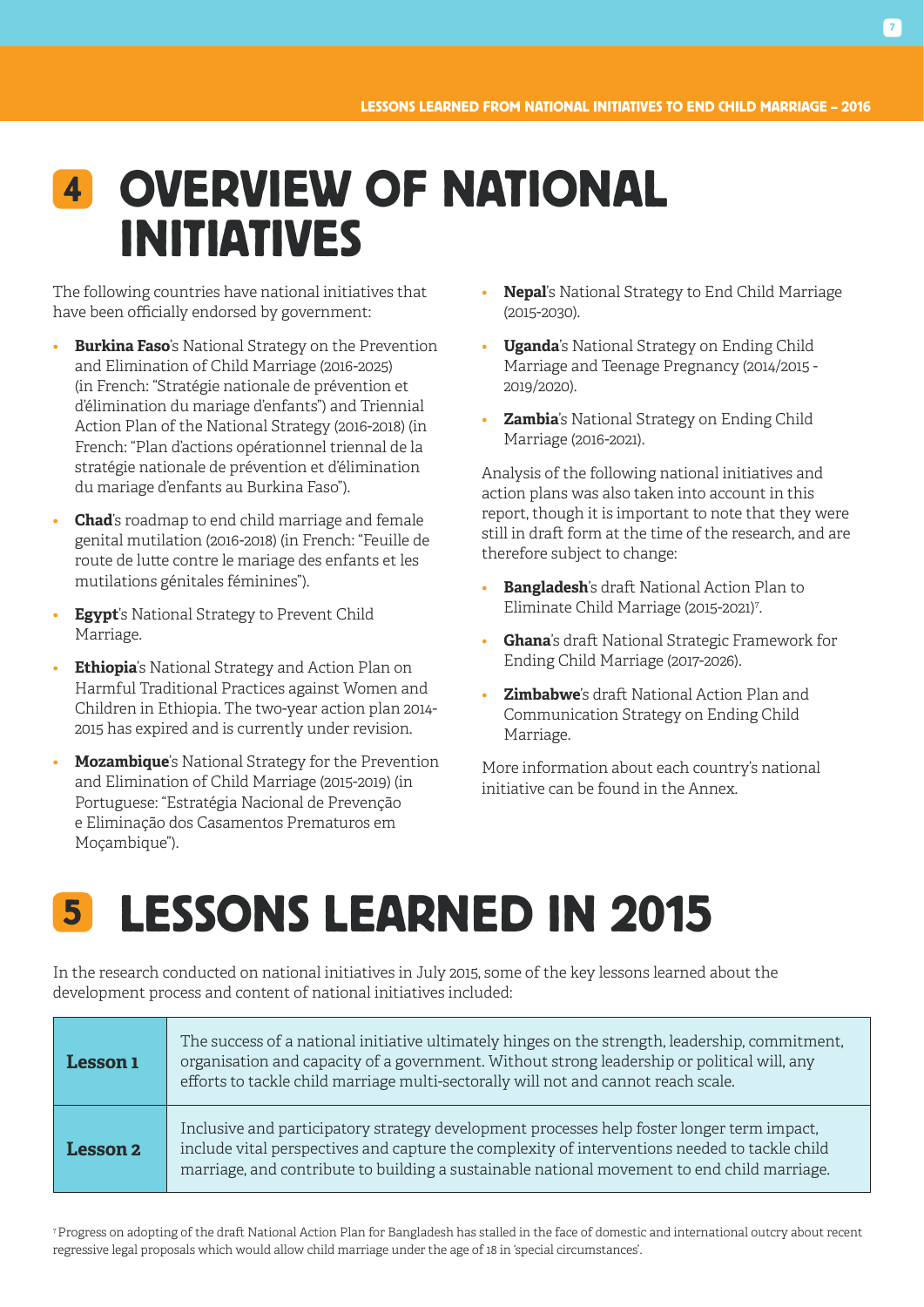# 4 OVERVIEW OF NATIONAL INITIATIVES

The following countries have national initiatives that have been officially endorsed by government:

- **Burkina Faso**'s National Strategy on the Prevention and Elimination of Child Marriage (2016-2025) (in French: "Stratégie nationale de prévention et d'élimination du mariage d'enfants") and Triennial Action Plan of the National Strategy (2016-2018) (in French: "Plan d'actions opérationnel triennal de la stratégie nationale de prévention et d'élimination du mariage d'enfants au Burkina Faso").
- **Chad**'s roadmap to end child marriage and female genital mutilation (2016-2018) (in French: "Feuille de route de lutte contre le mariage des enfants et les mutilations génitales féminines").
- **Egypt**'s National Strategy to Prevent Child Marriage.
- **Ethiopia**'s National Strategy and Action Plan on Harmful Traditional Practices against Women and Children in Ethiopia. The two-year action plan 2014-2015 has expired and is currently under revision.
- **Mozambique**'s National Strategy for the Prevention and Elimination of Child Marriage (2015-2019) (in Portuguese: "Estratégia Nacional de Prevenção e Eliminação dos Casamentos Prematuros em Moçambique").
- **Nepal**'s National Strategy to End Child Marriage (2015-2030).
- **Uganda**'s National Strategy on Ending Child Marriage and Teenage Pregnancy (2014/2015 - 2019/2020).
- **Zambia**'s National Strategy on Ending Child Marriage (2016-2021).

Analysis of the following national initiatives and action plans was also taken into account in this report, though it is important to note that they were still in draft form at the time of the research, and are therefore subject to change:

- **Bangladesh**'s draft National Action Plan to Eliminate Child Marriage (2015-2021)[7].
- **Ghana**'s draft National Strategic Framework for Ending Child Marriage (2017-2026).
- **Zimbabwe**'s draft National Action Plan and Communication Strategy on Ending Child Marriage.

More information about each country's national initiative can be found in the Annex.

# 5 LESSONS LEARNED IN 2015

In the research conducted on national initiatives in July 2015, some of the key lessons learned about the development process and content of national initiatives included:

| | |
|---|---|
| **Lesson 1** | The success of a national initiative ultimately hinges on the strength, leadership, commitment, organisation and capacity of a government. Without strong leadership or political will, any efforts to tackle child marriage multi-sectorally will not and cannot reach scale. |
| **Lesson 2** | Inclusive and participatory strategy development processes help foster longer term impact, include vital perspectives and capture the complexity of interventions needed to tackle child marriage, and contribute to building a sustainable national movement to end child marriage. |

[7] Progress on adopting of the draft National Action Plan for Bangladesh has stalled in the face of domestic and international outcry about recent regressive legal proposals which would allow child marriage under the age of 18 in 'special circumstances'.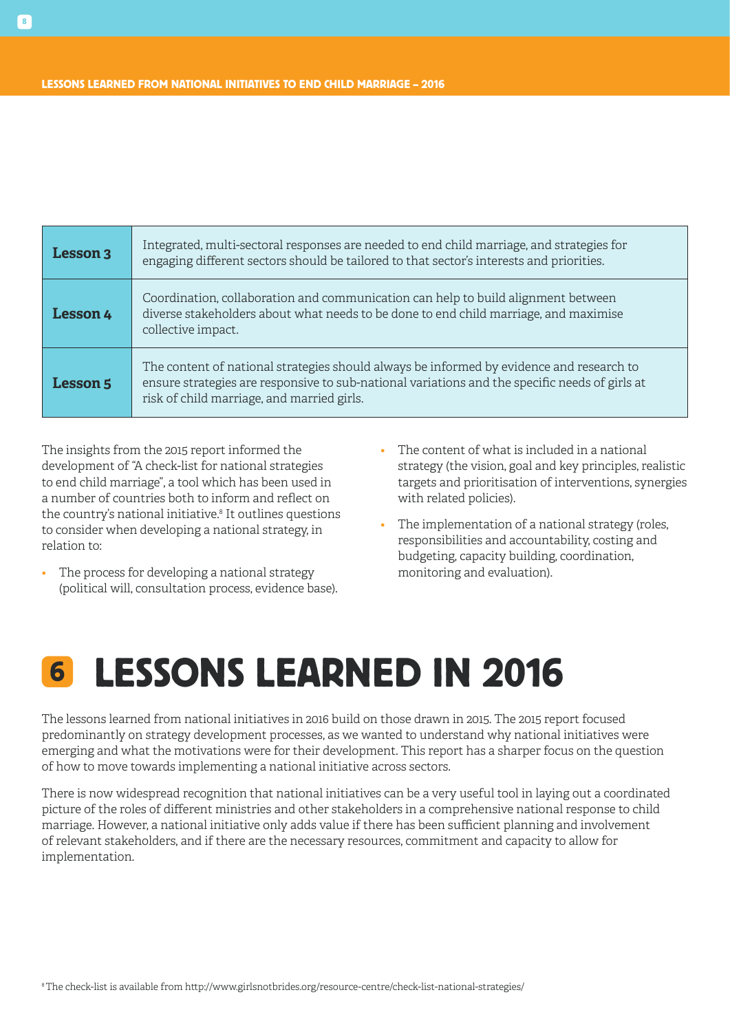| Lesson 3 | Integrated, multi-sectoral responses are needed to end child marriage, and strategies for engaging different sectors should be tailored to that sector's interests and priorities. |
|---|---|
| **Lesson 4** | Coordination, collaboration and communication can help to build alignment between diverse stakeholders about what needs to be done to end child marriage, and maximise collective impact. |
| **Lesson 5** | The content of national strategies should always be informed by evidence and research to ensure strategies are responsive to sub-national variations and the specific needs of girls at risk of child marriage, and married girls. |

The insights from the 2015 report informed the development of "A check-list for national strategies to end child marriage", a tool which has been used in a number of countries both to inform and reflect on the country's national initiative.[8] It outlines questions to consider when developing a national strategy, in relation to:

- The process for developing a national strategy (political will, consultation process, evidence base).
- The content of what is included in a national strategy (the vision, goal and key principles, realistic targets and prioritisation of interventions, synergies with related policies).
- The implementation of a national strategy (roles, responsibilities and accountability, costing and budgeting, capacity building, coordination, monitoring and evaluation).

# 6 LESSONS LEARNED IN 2016

The lessons learned from national initiatives in 2016 build on those drawn in 2015. The 2015 report focused predominantly on strategy development processes, as we wanted to understand why national initiatives were emerging and what the motivations were for their development. This report has a sharper focus on the question of how to move towards implementing a national initiative across sectors.

There is now widespread recognition that national initiatives can be a very useful tool in laying out a coordinated picture of the roles of different ministries and other stakeholders in a comprehensive national response to child marriage. However, a national initiative only adds value if there has been sufficient planning and involvement of relevant stakeholders, and if there are the necessary resources, commitment and capacity to allow for implementation.

[8] The check-list is available from http://www.girlsnotbrides.org/resource-centre/check-list-national-strategies/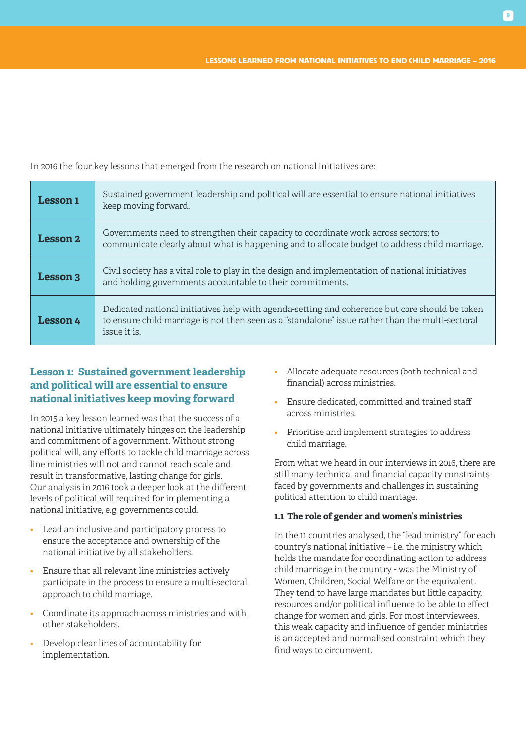In 2016 the four key lessons that emerged from the research on national initiatives are:

| | |
|---|---|
| **Lesson 1** | Sustained government leadership and political will are essential to ensure national initiatives keep moving forward. |
| **Lesson 2** | Governments need to strengthen their capacity to coordinate work across sectors; to communicate clearly about what is happening and to allocate budget to address child marriage. |
| **Lesson 3** | Civil society has a vital role to play in the design and implementation of national initiatives and holding governments accountable to their commitments. |
| **Lesson 4** | Dedicated national initiatives help with agenda-setting and coherence but care should be taken to ensure child marriage is not then seen as a "standalone" issue rather than the multi-sectoral issue it is. |

## Lesson 1: Sustained government leadership and political will are essential to ensure national initiatives keep moving forward

In 2015 a key lesson learned was that the success of a national initiative ultimately hinges on the leadership and commitment of a government. Without strong political will, any efforts to tackle child marriage across line ministries will not and cannot reach scale and result in transformative, lasting change for girls. Our analysis in 2016 took a deeper look at the different levels of political will required for implementing a national initiative, e.g. governments could.

- Lead an inclusive and participatory process to ensure the acceptance and ownership of the national initiative by all stakeholders.
- Ensure that all relevant line ministries actively participate in the process to ensure a multi-sectoral approach to child marriage.
- Coordinate its approach across ministries and with other stakeholders.
- Develop clear lines of accountability for implementation.
- Allocate adequate resources (both technical and financial) across ministries.
- Ensure dedicated, committed and trained staff across ministries.
- Prioritise and implement strategies to address child marriage.

From what we heard in our interviews in 2016, there are still many technical and financial capacity constraints faced by governments and challenges in sustaining political attention to child marriage.

### 1.1 The role of gender and women's ministries

In the 11 countries analysed, the "lead ministry" for each country's national initiative – i.e. the ministry which holds the mandate for coordinating action to address child marriage in the country - was the Ministry of Women, Children, Social Welfare or the equivalent. They tend to have large mandates but little capacity, resources and/or political influence to be able to effect change for women and girls. For most interviewees, this weak capacity and influence of gender ministries is an accepted and normalised constraint which they find ways to circumvent.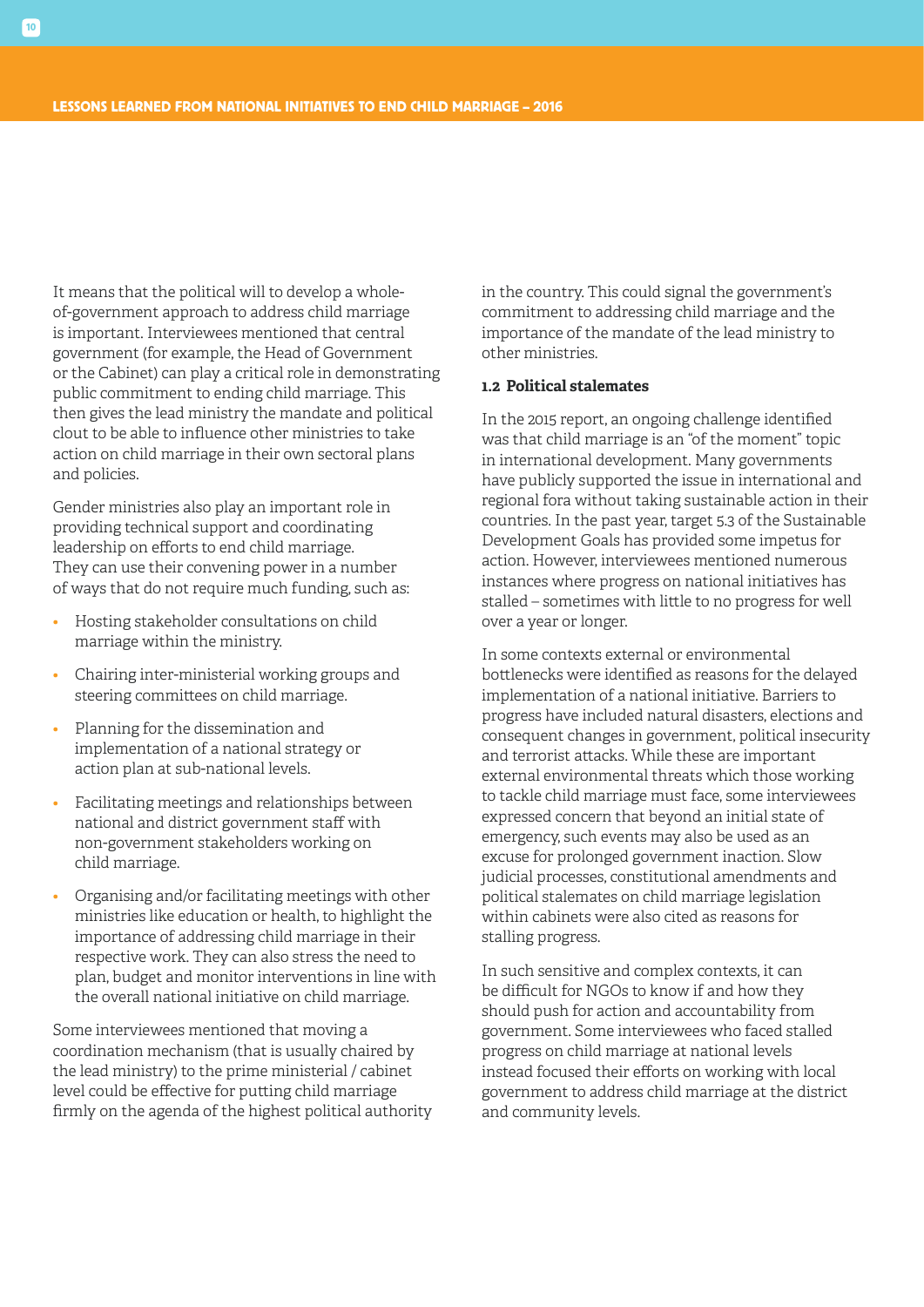It means that the political will to develop a whole-of-government approach to address child marriage is important. Interviewees mentioned that central government (for example, the Head of Government or the Cabinet) can play a critical role in demonstrating public commitment to ending child marriage. This then gives the lead ministry the mandate and political clout to be able to influence other ministries to take action on child marriage in their own sectoral plans and policies.

Gender ministries also play an important role in providing technical support and coordinating leadership on efforts to end child marriage. They can use their convening power in a number of ways that do not require much funding, such as:

- Hosting stakeholder consultations on child marriage within the ministry.
- Chairing inter-ministerial working groups and steering committees on child marriage.
- Planning for the dissemination and implementation of a national strategy or action plan at sub-national levels.
- Facilitating meetings and relationships between national and district government staff with non-government stakeholders working on child marriage.
- Organising and/or facilitating meetings with other ministries like education or health, to highlight the importance of addressing child marriage in their respective work. They can also stress the need to plan, budget and monitor interventions in line with the overall national initiative on child marriage.

Some interviewees mentioned that moving a coordination mechanism (that is usually chaired by the lead ministry) to the prime ministerial / cabinet level could be effective for putting child marriage firmly on the agenda of the highest political authority in the country. This could signal the government's commitment to addressing child marriage and the importance of the mandate of the lead ministry to other ministries.

### 1.2 Political stalemates

In the 2015 report, an ongoing challenge identified was that child marriage is an "of the moment" topic in international development. Many governments have publicly supported the issue in international and regional fora without taking sustainable action in their countries. In the past year, target 5.3 of the Sustainable Development Goals has provided some impetus for action. However, interviewees mentioned numerous instances where progress on national initiatives has stalled – sometimes with little to no progress for well over a year or longer.

In some contexts external or environmental bottlenecks were identified as reasons for the delayed implementation of a national initiative. Barriers to progress have included natural disasters, elections and consequent changes in government, political insecurity and terrorist attacks. While these are important external environmental threats which those working to tackle child marriage must face, some interviewees expressed concern that beyond an initial state of emergency, such events may also be used as an excuse for prolonged government inaction. Slow judicial processes, constitutional amendments and political stalemates on child marriage legislation within cabinets were also cited as reasons for stalling progress.

In such sensitive and complex contexts, it can be difficult for NGOs to know if and how they should push for action and accountability from government. Some interviewees who faced stalled progress on child marriage at national levels instead focused their efforts on working with local government to address child marriage at the district and community levels.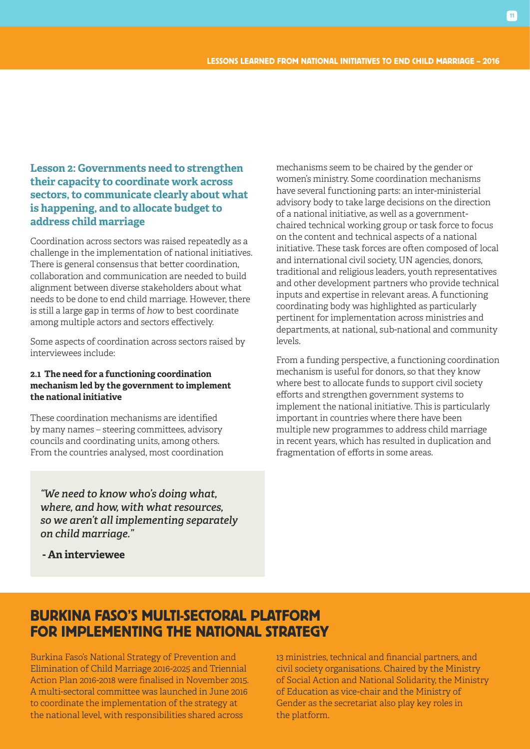## Lesson 2: Governments need to strengthen their capacity to coordinate work across sectors, to communicate clearly about what is happening, and to allocate budget to address child marriage

Coordination across sectors was raised repeatedly as a challenge in the implementation of national initiatives. There is general consensus that better coordination, collaboration and communication are needed to build alignment between diverse stakeholders about what needs to be done to end child marriage. However, there is still a large gap in terms of *how* to best coordinate among multiple actors and sectors effectively.

Some aspects of coordination across sectors raised by interviewees include:

### 2.1 The need for a functioning coordination mechanism led by the government to implement the national initiative

These coordination mechanisms are identified by many names – steering committees, advisory councils and coordinating units, among others. From the countries analysed, most coordination mechanisms seem to be chaired by the gender or women's ministry. Some coordination mechanisms have several functioning parts: an inter-ministerial advisory body to take large decisions on the direction of a national initiative, as well as a government-chaired technical working group or task force to focus on the content and technical aspects of a national initiative. These task forces are often composed of local and international civil society, UN agencies, donors, traditional and religious leaders, youth representatives and other development partners who provide technical inputs and expertise in relevant areas. A functioning coordinating body was highlighted as particularly pertinent for implementation across ministries and departments, at national, sub-national and community levels.

From a funding perspective, a functioning coordination mechanism is useful for donors, so that they know where best to allocate funds to support civil society efforts and strengthen government systems to implement the national initiative. This is particularly important in countries where there have been multiple new programmes to address child marriage in recent years, which has resulted in duplication and fragmentation of efforts in some areas.

> ***"We need to know who's doing what, where, and how, with what resources, so we aren't all implementing separately on child marriage."***
>
> **- An interviewee**

## BURKINA FASO'S MULTI-SECTORAL PLATFORM FOR IMPLEMENTING THE NATIONAL STRATEGY

Burkina Faso's National Strategy of Prevention and Elimination of Child Marriage 2016-2025 and Triennial Action Plan 2016-2018 were finalised in November 2015. A multi-sectoral committee was launched in June 2016 to coordinate the implementation of the strategy at the national level, with responsibilities shared across 13 ministries, technical and financial partners, and civil society organisations. Chaired by the Ministry of Social Action and National Solidarity, the Ministry of Education as vice-chair and the Ministry of Gender as the secretariat also play key roles in the platform.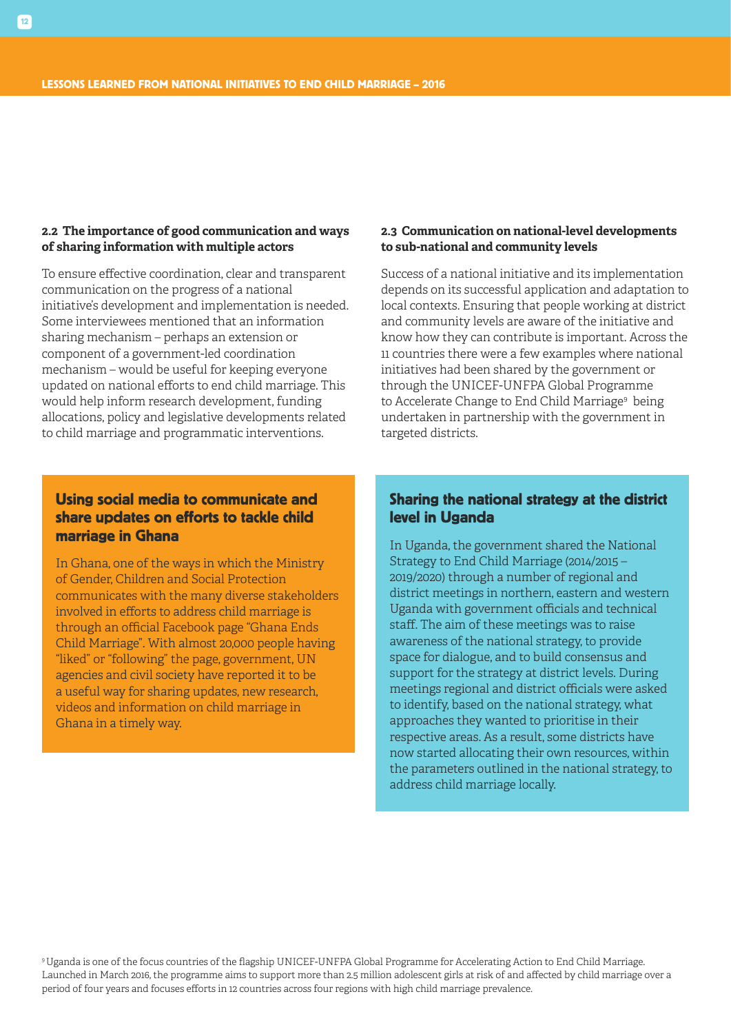### 2.2 The importance of good communication and ways of sharing information with multiple actors

To ensure effective coordination, clear and transparent communication on the progress of a national initiative's development and implementation is needed. Some interviewees mentioned that an information sharing mechanism – perhaps an extension or component of a government-led coordination mechanism – would be useful for keeping everyone updated on national efforts to end child marriage. This would help inform research development, funding allocations, policy and legislative developments related to child marriage and programmatic interventions.

#### Using social media to communicate and share updates on efforts to tackle child marriage in Ghana

In Ghana, one of the ways in which the Ministry of Gender, Children and Social Protection communicates with the many diverse stakeholders involved in efforts to address child marriage is through an official Facebook page "Ghana Ends Child Marriage". With almost 20,000 people having "liked" or "following" the page, government, UN agencies and civil society have reported it to be a useful way for sharing updates, new research, videos and information on child marriage in Ghana in a timely way.

### 2.3 Communication on national-level developments to sub-national and community levels

Success of a national initiative and its implementation depends on its successful application and adaptation to local contexts. Ensuring that people working at district and community levels are aware of the initiative and know how they can contribute is important. Across the 11 countries there were a few examples where national initiatives had been shared by the government or through the UNICEF-UNFPA Global Programme to Accelerate Change to End Child Marriage[9] being undertaken in partnership with the government in targeted districts.

#### Sharing the national strategy at the district level in Uganda

In Uganda, the government shared the National Strategy to End Child Marriage (2014/2015 – 2019/2020) through a number of regional and district meetings in northern, eastern and western Uganda with government officials and technical staff. The aim of these meetings was to raise awareness of the national strategy, to provide space for dialogue, and to build consensus and support for the strategy at district levels. During meetings regional and district officials were asked to identify, based on the national strategy, what approaches they wanted to prioritise in their respective areas. As a result, some districts have now started allocating their own resources, within the parameters outlined in the national strategy, to address child marriage locally.

[9] Uganda is one of the focus countries of the flagship UNICEF-UNFPA Global Programme for Accelerating Action to End Child Marriage. Launched in March 2016, the programme aims to support more than 2.5 million adolescent girls at risk of and affected by child marriage over a period of four years and focuses efforts in 12 countries across four regions with high child marriage prevalence.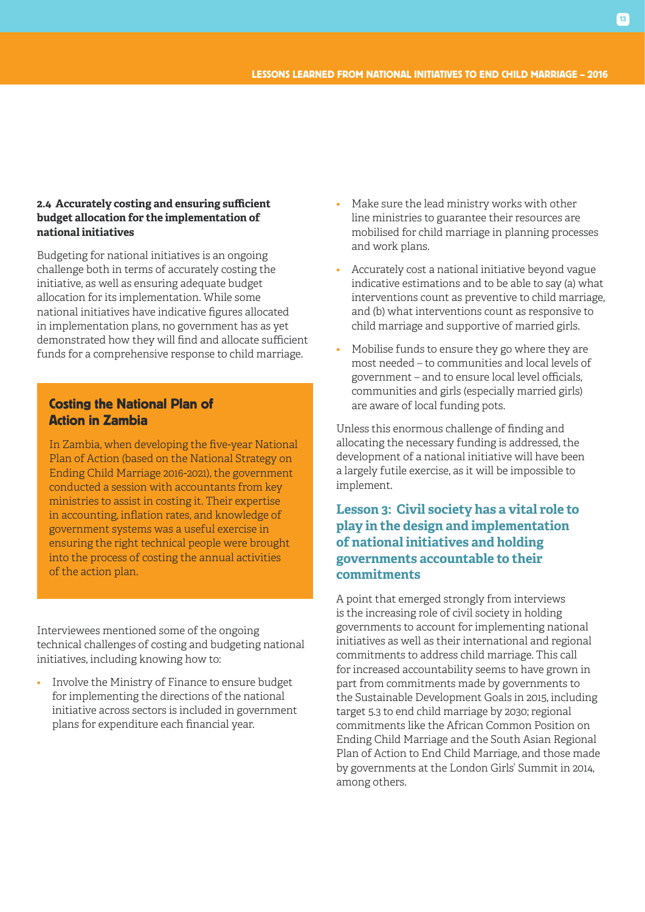### 2.4 Accurately costing and ensuring sufficient budget allocation for the implementation of national initiatives

Budgeting for national initiatives is an ongoing challenge both in terms of accurately costing the initiative, as well as ensuring adequate budget allocation for its implementation. While some national initiatives have indicative figures allocated in implementation plans, no government has as yet demonstrated how they will find and allocate sufficient funds for a comprehensive response to child marriage.

> **Costing the National Plan of Action in Zambia**
>
> In Zambia, when developing the five-year National Plan of Action (based on the National Strategy on Ending Child Marriage 2016-2021), the government conducted a session with accountants from key ministries to assist in costing it. Their expertise in accounting, inflation rates, and knowledge of government systems was a useful exercise in ensuring the right technical people were brought into the process of costing the annual activities of the action plan.

Interviewees mentioned some of the ongoing technical challenges of costing and budgeting national initiatives, including knowing how to:

- Involve the Ministry of Finance to ensure budget for implementing the directions of the national initiative across sectors is included in government plans for expenditure each financial year.
- Make sure the lead ministry works with other line ministries to guarantee their resources are mobilised for child marriage in planning processes and work plans.
- Accurately cost a national initiative beyond vague indicative estimations and to be able to say (a) what interventions count as preventive to child marriage, and (b) what interventions count as responsive to child marriage and supportive of married girls.
- Mobilise funds to ensure they go where they are most needed – to communities and local levels of government – and to ensure local level officials, communities and girls (especially married girls) are aware of local funding pots.

Unless this enormous challenge of finding and allocating the necessary funding is addressed, the development of a national initiative will have been a largely futile exercise, as it will be impossible to implement.

## Lesson 3: Civil society has a vital role to play in the design and implementation of national initiatives and holding governments accountable to their commitments

A point that emerged strongly from interviews is the increasing role of civil society in holding governments to account for implementing national initiatives as well as their international and regional commitments to address child marriage. This call for increased accountability seems to have grown in part from commitments made by governments to the Sustainable Development Goals in 2015, including target 5.3 to end child marriage by 2030; regional commitments like the African Common Position on Ending Child Marriage and the South Asian Regional Plan of Action to End Child Marriage, and those made by governments at the London Girls' Summit in 2014, among others.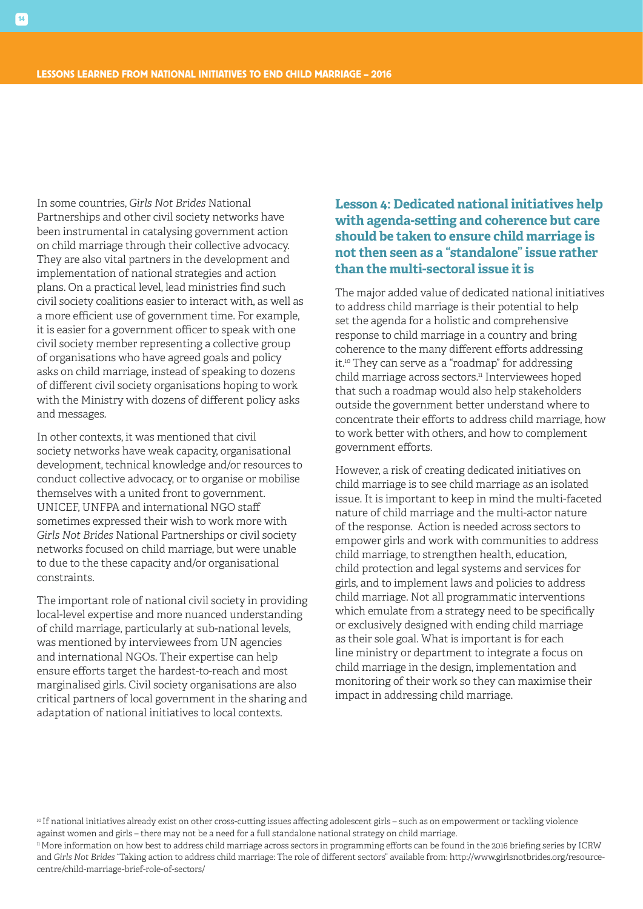In some countries, *Girls Not Brides* National Partnerships and other civil society networks have been instrumental in catalysing government action on child marriage through their collective advocacy. They are also vital partners in the development and implementation of national strategies and action plans. On a practical level, lead ministries find such civil society coalitions easier to interact with, as well as a more efficient use of government time. For example, it is easier for a government officer to speak with one civil society member representing a collective group of organisations who have agreed goals and policy asks on child marriage, instead of speaking to dozens of different civil society organisations hoping to work with the Ministry with dozens of different policy asks and messages.

In other contexts, it was mentioned that civil society networks have weak capacity, organisational development, technical knowledge and/or resources to conduct collective advocacy, or to organise or mobilise themselves with a united front to government. UNICEF, UNFPA and international NGO staff sometimes expressed their wish to work more with *Girls Not Brides* National Partnerships or civil society networks focused on child marriage, but were unable to due to the these capacity and/or organisational constraints.

The important role of national civil society in providing local-level expertise and more nuanced understanding of child marriage, particularly at sub-national levels, was mentioned by interviewees from UN agencies and international NGOs. Their expertise can help ensure efforts target the hardest-to-reach and most marginalised girls. Civil society organisations are also critical partners of local government in the sharing and adaptation of national initiatives to local contexts.

## Lesson 4: Dedicated national initiatives help with agenda-setting and coherence but care should be taken to ensure child marriage is not then seen as a "standalone" issue rather than the multi-sectoral issue it is

The major added value of dedicated national initiatives to address child marriage is their potential to help set the agenda for a holistic and comprehensive response to child marriage in a country and bring coherence to the many different efforts addressing it.[10] They can serve as a "roadmap" for addressing child marriage across sectors.[11] Interviewees hoped that such a roadmap would also help stakeholders outside the government better understand where to concentrate their efforts to address child marriage, how to work better with others, and how to complement government efforts.

However, a risk of creating dedicated initiatives on child marriage is to see child marriage as an isolated issue. It is important to keep in mind the multi-faceted nature of child marriage and the multi-actor nature of the response. Action is needed across sectors to empower girls and work with communities to address child marriage, to strengthen health, education, child protection and legal systems and services for girls, and to implement laws and policies to address child marriage. Not all programmatic interventions which emulate from a strategy need to be specifically or exclusively designed with ending child marriage as their sole goal. What is important is for each line ministry or department to integrate a focus on child marriage in the design, implementation and monitoring of their work so they can maximise their impact in addressing child marriage.

[10] If national initiatives already exist on other cross-cutting issues affecting adolescent girls – such as on empowerment or tackling violence against women and girls – there may not be a need for a full standalone national strategy on child marriage.

[11] More information on how best to address child marriage across sectors in programming efforts can be found in the 2016 briefing series by ICRW and *Girls Not Brides* "Taking action to address child marriage: The role of different sectors" available from: http://www.girlsnotbrides.org/resource-centre/child-marriage-brief-role-of-sectors/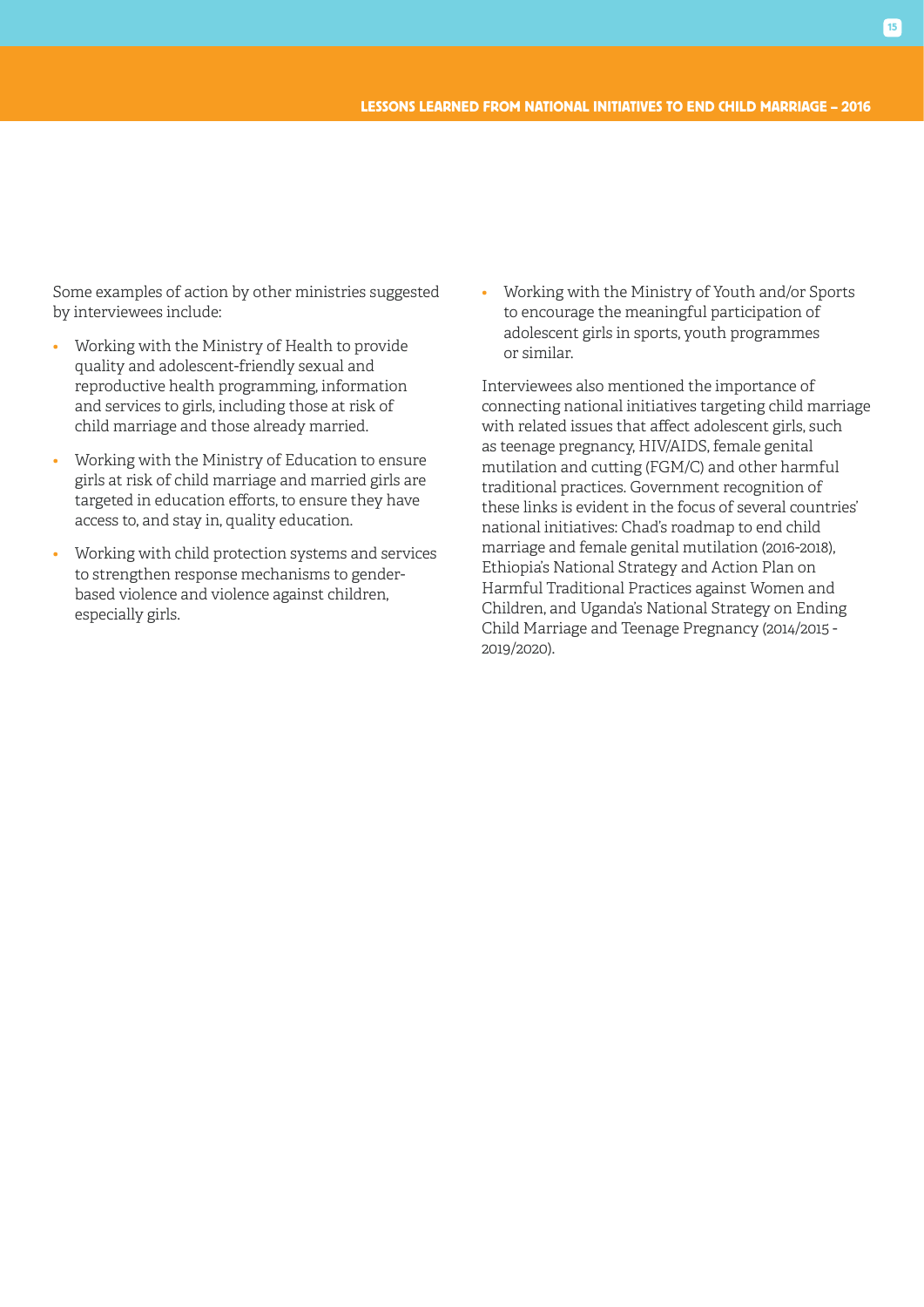Some examples of action by other ministries suggested by interviewees include:

- Working with the Ministry of Health to provide quality and adolescent-friendly sexual and reproductive health programming, information and services to girls, including those at risk of child marriage and those already married.
- Working with the Ministry of Education to ensure girls at risk of child marriage and married girls are targeted in education efforts, to ensure they have access to, and stay in, quality education.
- Working with child protection systems and services to strengthen response mechanisms to gender-based violence and violence against children, especially girls.
- Working with the Ministry of Youth and/or Sports to encourage the meaningful participation of adolescent girls in sports, youth programmes or similar.

Interviewees also mentioned the importance of connecting national initiatives targeting child marriage with related issues that affect adolescent girls, such as teenage pregnancy, HIV/AIDS, female genital mutilation and cutting (FGM/C) and other harmful traditional practices. Government recognition of these links is evident in the focus of several countries' national initiatives: Chad's roadmap to end child marriage and female genital mutilation (2016-2018), Ethiopia's National Strategy and Action Plan on Harmful Traditional Practices against Women and Children, and Uganda's National Strategy on Ending Child Marriage and Teenage Pregnancy (2014/2015 - 2019/2020).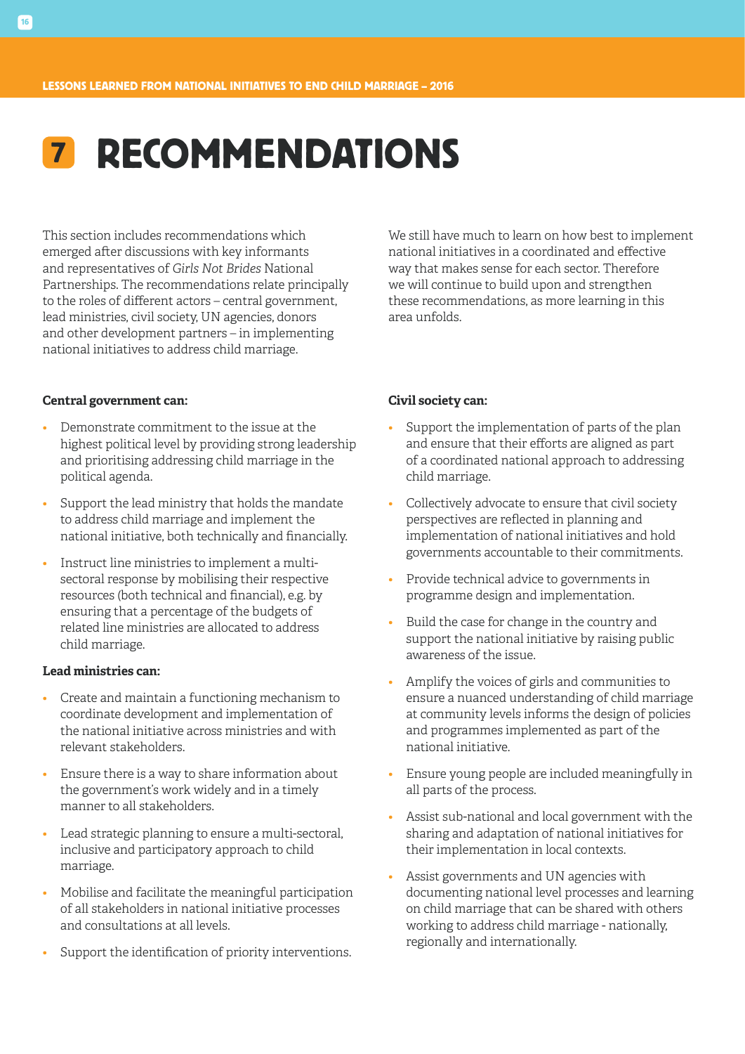# 7 RECOMMENDATIONS

This section includes recommendations which emerged after discussions with key informants and representatives of *Girls Not Brides* National Partnerships. The recommendations relate principally to the roles of different actors – central government, lead ministries, civil society, UN agencies, donors and other development partners – in implementing national initiatives to address child marriage.

We still have much to learn on how best to implement national initiatives in a coordinated and effective way that makes sense for each sector. Therefore we will continue to build upon and strengthen these recommendations, as more learning in this area unfolds.

**Central government can:**

- Demonstrate commitment to the issue at the highest political level by providing strong leadership and prioritising addressing child marriage in the political agenda.
- Support the lead ministry that holds the mandate to address child marriage and implement the national initiative, both technically and financially.
- Instruct line ministries to implement a multi-sectoral response by mobilising their respective resources (both technical and financial), e.g. by ensuring that a percentage of the budgets of related line ministries are allocated to address child marriage.

**Lead ministries can:**

- Create and maintain a functioning mechanism to coordinate development and implementation of the national initiative across ministries and with relevant stakeholders.
- Ensure there is a way to share information about the government's work widely and in a timely manner to all stakeholders.
- Lead strategic planning to ensure a multi-sectoral, inclusive and participatory approach to child marriage.
- Mobilise and facilitate the meaningful participation of all stakeholders in national initiative processes and consultations at all levels.
- Support the identification of priority interventions.

**Civil society can:**

- Support the implementation of parts of the plan and ensure that their efforts are aligned as part of a coordinated national approach to addressing child marriage.
- Collectively advocate to ensure that civil society perspectives are reflected in planning and implementation of national initiatives and hold governments accountable to their commitments.
- Provide technical advice to governments in programme design and implementation.
- Build the case for change in the country and support the national initiative by raising public awareness of the issue.
- Amplify the voices of girls and communities to ensure a nuanced understanding of child marriage at community levels informs the design of policies and programmes implemented as part of the national initiative.
- Ensure young people are included meaningfully in all parts of the process.
- Assist sub-national and local government with the sharing and adaptation of national initiatives for their implementation in local contexts.
- Assist governments and UN agencies with documenting national level processes and learning on child marriage that can be shared with others working to address child marriage - nationally, regionally and internationally.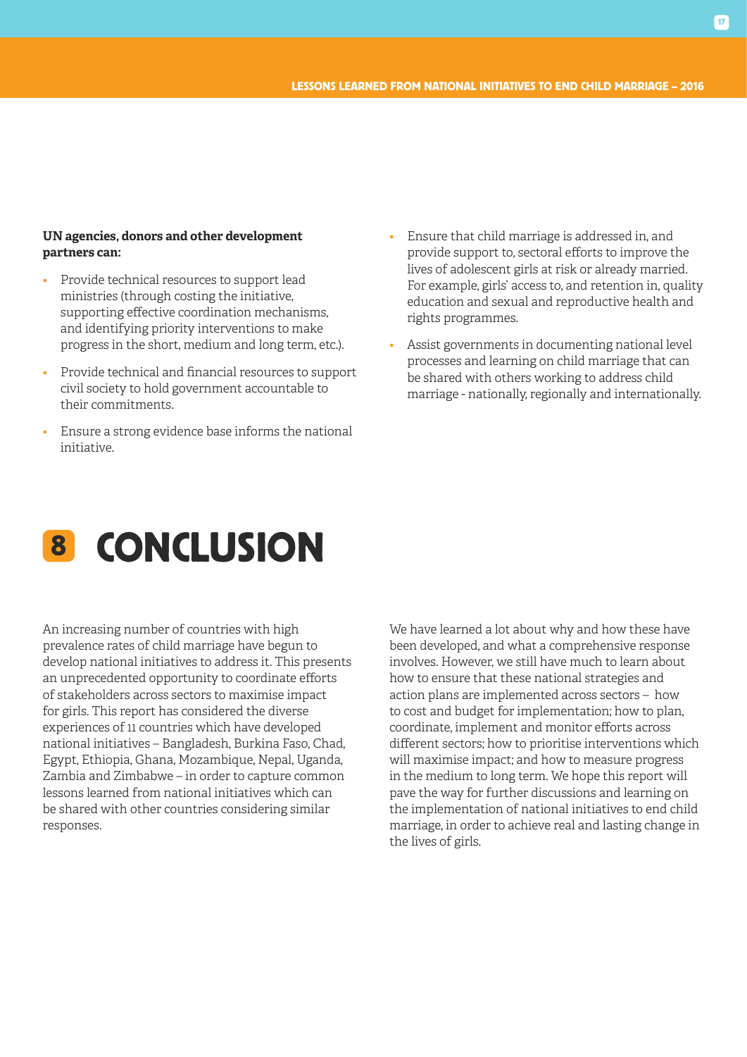**UN agencies, donors and other development partners can:**

- Provide technical resources to support lead ministries (through costing the initiative, supporting effective coordination mechanisms, and identifying priority interventions to make progress in the short, medium and long term, etc.).
- Provide technical and financial resources to support civil society to hold government accountable to their commitments.
- Ensure a strong evidence base informs the national initiative.
- Ensure that child marriage is addressed in, and provide support to, sectoral efforts to improve the lives of adolescent girls at risk or already married. For example, girls' access to, and retention in, quality education and sexual and reproductive health and rights programmes.
- Assist governments in documenting national level processes and learning on child marriage that can be shared with others working to address child marriage - nationally, regionally and internationally.

# 8 CONCLUSION

An increasing number of countries with high prevalence rates of child marriage have begun to develop national initiatives to address it. This presents an unprecedented opportunity to coordinate efforts of stakeholders across sectors to maximise impact for girls. This report has considered the diverse experiences of 11 countries which have developed national initiatives – Bangladesh, Burkina Faso, Chad, Egypt, Ethiopia, Ghana, Mozambique, Nepal, Uganda, Zambia and Zimbabwe – in order to capture common lessons learned from national initiatives which can be shared with other countries considering similar responses.

We have learned a lot about why and how these have been developed, and what a comprehensive response involves. However, we still have much to learn about how to ensure that these national strategies and action plans are implemented across sectors – how to cost and budget for implementation; how to plan, coordinate, implement and monitor efforts across different sectors; how to prioritise interventions which will maximise impact; and how to measure progress in the medium to long term. We hope this report will pave the way for further discussions and learning on the implementation of national initiatives to end child marriage, in order to achieve real and lasting change in the lives of girls.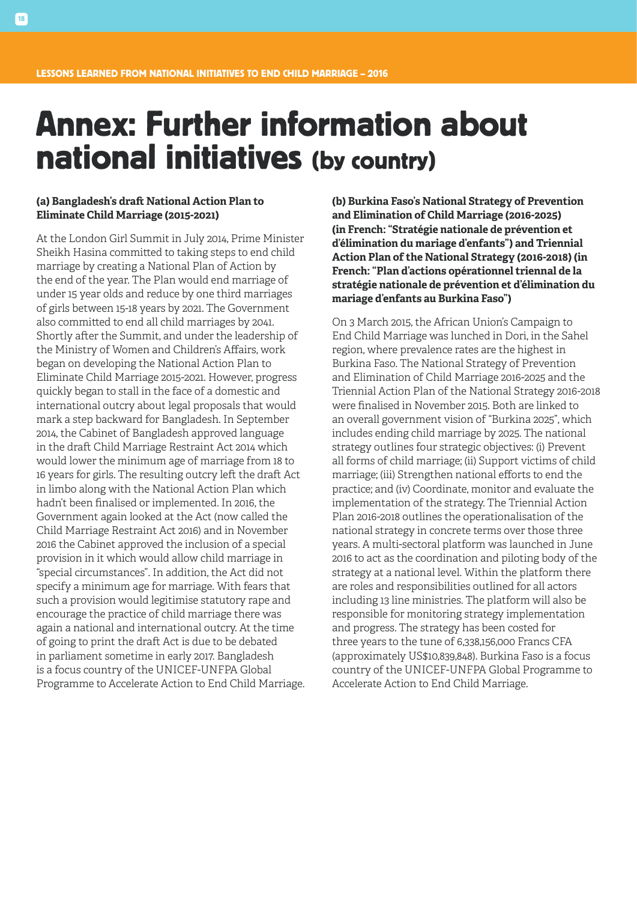# Annex: Further information about national initiatives (by country)

### (a) Bangladesh's draft National Action Plan to Eliminate Child Marriage (2015-2021)

At the London Girl Summit in July 2014, Prime Minister Sheikh Hasina committed to taking steps to end child marriage by creating a National Plan of Action by the end of the year. The Plan would end marriage of under 15 year olds and reduce by one third marriages of girls between 15-18 years by 2021. The Government also committed to end all child marriages by 2041. Shortly after the Summit, and under the leadership of the Ministry of Women and Children's Affairs, work began on developing the National Action Plan to Eliminate Child Marriage 2015-2021. However, progress quickly began to stall in the face of a domestic and international outcry about legal proposals that would mark a step backward for Bangladesh. In September 2014, the Cabinet of Bangladesh approved language in the draft Child Marriage Restraint Act 2014 which would lower the minimum age of marriage from 18 to 16 years for girls. The resulting outcry left the draft Act in limbo along with the National Action Plan which hadn't been finalised or implemented. In 2016, the Government again looked at the Act (now called the Child Marriage Restraint Act 2016) and in November 2016 the Cabinet approved the inclusion of a special provision in it which would allow child marriage in "special circumstances". In addition, the Act did not specify a minimum age for marriage. With fears that such a provision would legitimise statutory rape and encourage the practice of child marriage there was again a national and international outcry. At the time of going to print the draft Act is due to be debated in parliament sometime in early 2017. Bangladesh is a focus country of the UNICEF-UNFPA Global Programme to Accelerate Action to End Child Marriage.

### (b) Burkina Faso's National Strategy of Prevention and Elimination of Child Marriage (2016-2025) (in French: "Stratégie nationale de prévention et d'élimination du mariage d'enfants") and Triennial Action Plan of the National Strategy (2016-2018) (in French: "Plan d'actions opérationnel triennal de la stratégie nationale de prévention et d'élimination du mariage d'enfants au Burkina Faso")

On 3 March 2015, the African Union's Campaign to End Child Marriage was lunched in Dori, in the Sahel region, where prevalence rates are the highest in Burkina Faso. The National Strategy of Prevention and Elimination of Child Marriage 2016-2025 and the Triennial Action Plan of the National Strategy 2016-2018 were finalised in November 2015. Both are linked to an overall government vision of "Burkina 2025", which includes ending child marriage by 2025. The national strategy outlines four strategic objectives: (i) Prevent all forms of child marriage; (ii) Support victims of child marriage; (iii) Strengthen national efforts to end the practice; and (iv) Coordinate, monitor and evaluate the implementation of the strategy. The Triennial Action Plan 2016-2018 outlines the operationalisation of the national strategy in concrete terms over those three years. A multi-sectoral platform was launched in June 2016 to act as the coordination and piloting body of the strategy at a national level. Within the platform there are roles and responsibilities outlined for all actors including 13 line ministries. The platform will also be responsible for monitoring strategy implementation and progress. The strategy has been costed for three years to the tune of 6,338,156,000 Francs CFA (approximately US$10,839,848). Burkina Faso is a focus country of the UNICEF-UNFPA Global Programme to Accelerate Action to End Child Marriage.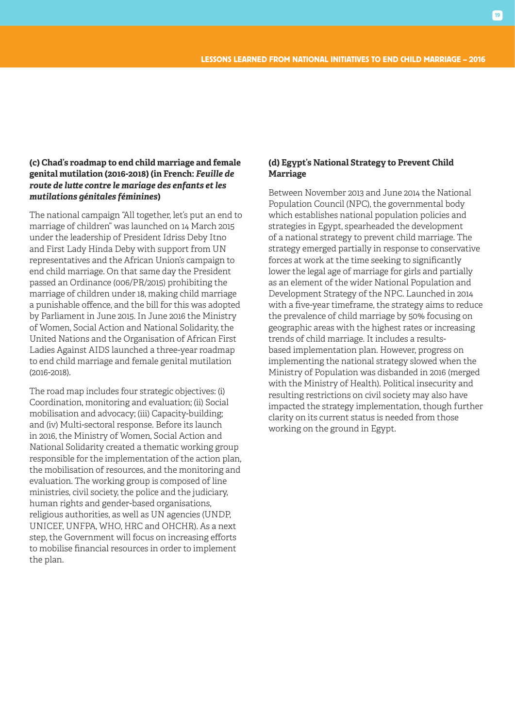**(c) Chad's roadmap to end child marriage and female genital mutilation (2016-2018) (in French: *Feuille de route de lutte contre le mariage des enfants et les mutilations génitales féminines*)**

The national campaign "All together, let's put an end to marriage of children" was launched on 14 March 2015 under the leadership of President Idriss Deby Itno and First Lady Hinda Deby with support from UN representatives and the African Union's campaign to end child marriage. On that same day the President passed an Ordinance (006/PR/2015) prohibiting the marriage of children under 18, making child marriage a punishable offence, and the bill for this was adopted by Parliament in June 2015. In June 2016 the Ministry of Women, Social Action and National Solidarity, the United Nations and the Organisation of African First Ladies Against AIDS launched a three-year roadmap to end child marriage and female genital mutilation (2016-2018).

The road map includes four strategic objectives: (i) Coordination, monitoring and evaluation; (ii) Social mobilisation and advocacy; (iii) Capacity-building; and (iv) Multi-sectoral response. Before its launch in 2016, the Ministry of Women, Social Action and National Solidarity created a thematic working group responsible for the implementation of the action plan, the mobilisation of resources, and the monitoring and evaluation. The working group is composed of line ministries, civil society, the police and the judiciary, human rights and gender-based organisations, religious authorities, as well as UN agencies (UNDP, UNICEF, UNFPA, WHO, HRC and OHCHR). As a next step, the Government will focus on increasing efforts to mobilise financial resources in order to implement the plan.

**(d) Egypt's National Strategy to Prevent Child Marriage**

Between November 2013 and June 2014 the National Population Council (NPC), the governmental body which establishes national population policies and strategies in Egypt, spearheaded the development of a national strategy to prevent child marriage. The strategy emerged partially in response to conservative forces at work at the time seeking to significantly lower the legal age of marriage for girls and partially as an element of the wider National Population and Development Strategy of the NPC. Launched in 2014 with a five-year timeframe, the strategy aims to reduce the prevalence of child marriage by 50% focusing on geographic areas with the highest rates or increasing trends of child marriage. It includes a results-based implementation plan. However, progress on implementing the national strategy slowed when the Ministry of Population was disbanded in 2016 (merged with the Ministry of Health). Political insecurity and resulting restrictions on civil society may also have impacted the strategy implementation, though further clarity on its current status is needed from those working on the ground in Egypt.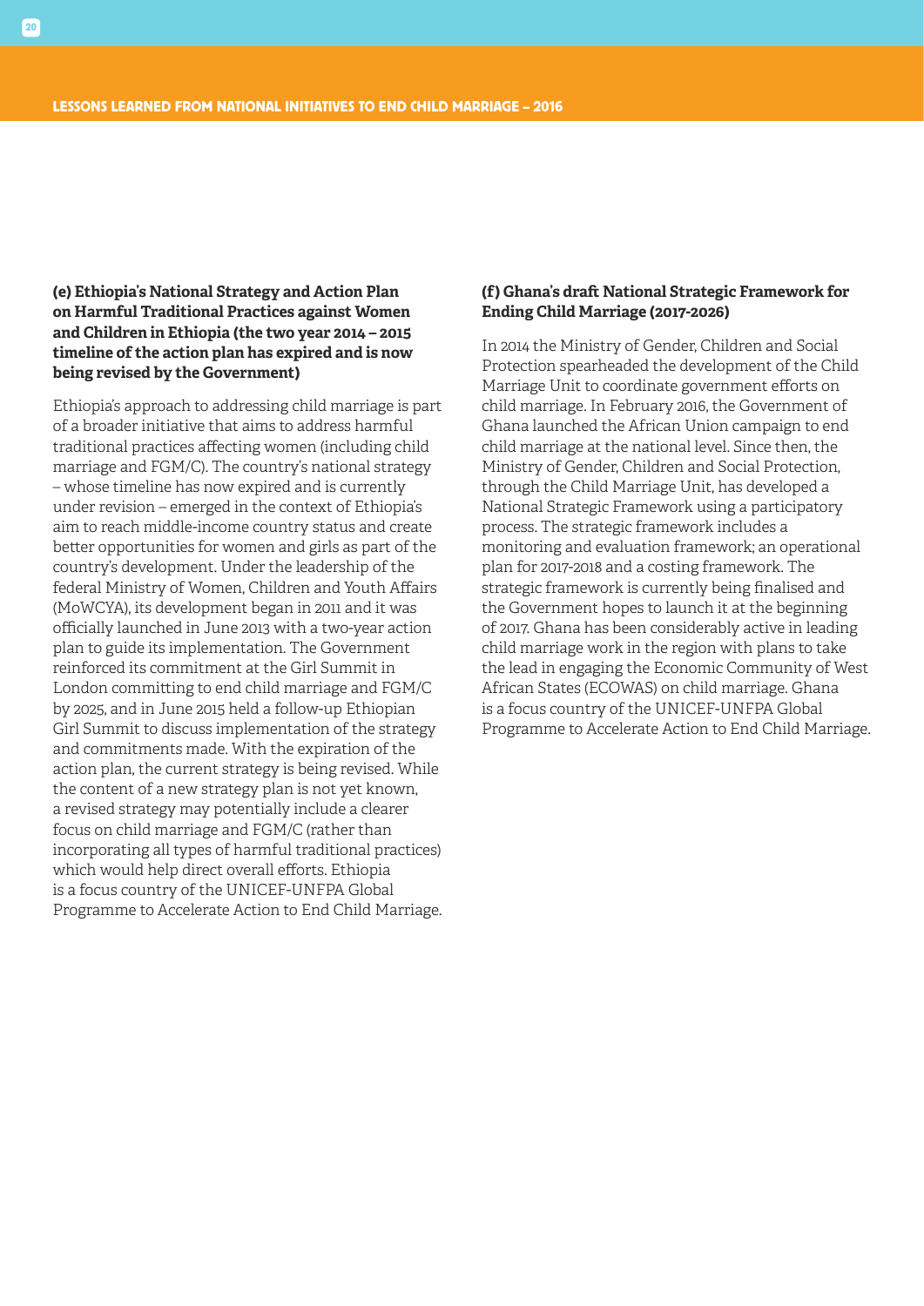**(e) Ethiopia's National Strategy and Action Plan on Harmful Traditional Practices against Women and Children in Ethiopia (the two year 2014 – 2015 timeline of the action plan has expired and is now being revised by the Government)**

Ethiopia's approach to addressing child marriage is part of a broader initiative that aims to address harmful traditional practices affecting women (including child marriage and FGM/C). The country's national strategy – whose timeline has now expired and is currently under revision – emerged in the context of Ethiopia's aim to reach middle-income country status and create better opportunities for women and girls as part of the country's development. Under the leadership of the federal Ministry of Women, Children and Youth Affairs (MoWCYA), its development began in 2011 and it was officially launched in June 2013 with a two-year action plan to guide its implementation. The Government reinforced its commitment at the Girl Summit in London committing to end child marriage and FGM/C by 2025, and in June 2015 held a follow-up Ethiopian Girl Summit to discuss implementation of the strategy and commitments made. With the expiration of the action plan, the current strategy is being revised. While the content of a new strategy plan is not yet known, a revised strategy may potentially include a clearer focus on child marriage and FGM/C (rather than incorporating all types of harmful traditional practices) which would help direct overall efforts. Ethiopia is a focus country of the UNICEF-UNFPA Global Programme to Accelerate Action to End Child Marriage.

**(f) Ghana's draft National Strategic Framework for Ending Child Marriage (2017-2026)**

In 2014 the Ministry of Gender, Children and Social Protection spearheaded the development of the Child Marriage Unit to coordinate government efforts on child marriage. In February 2016, the Government of Ghana launched the African Union campaign to end child marriage at the national level. Since then, the Ministry of Gender, Children and Social Protection, through the Child Marriage Unit, has developed a National Strategic Framework using a participatory process. The strategic framework includes a monitoring and evaluation framework; an operational plan for 2017-2018 and a costing framework. The strategic framework is currently being finalised and the Government hopes to launch it at the beginning of 2017. Ghana has been considerably active in leading child marriage work in the region with plans to take the lead in engaging the Economic Community of West African States (ECOWAS) on child marriage. Ghana is a focus country of the UNICEF-UNFPA Global Programme to Accelerate Action to End Child Marriage.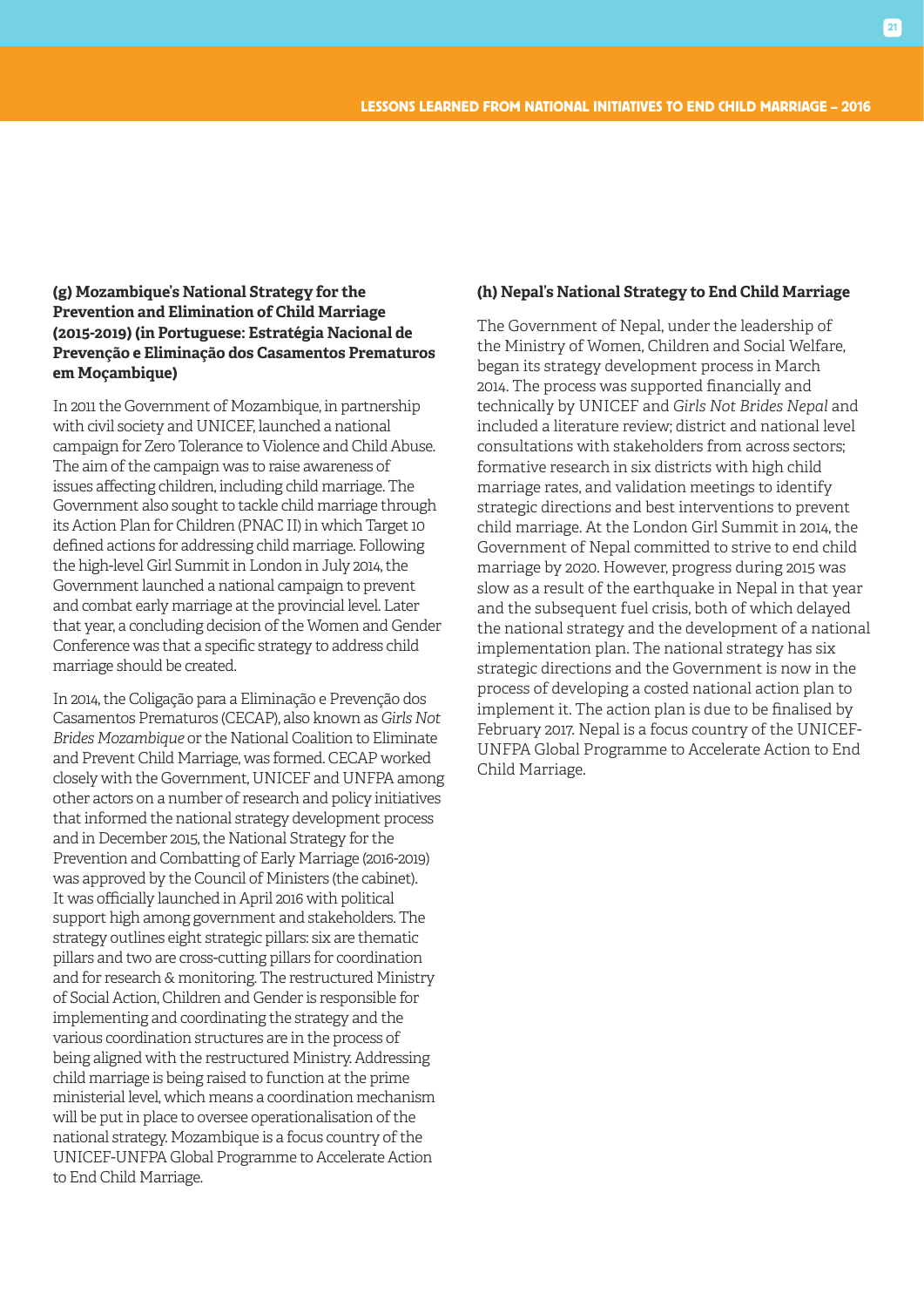#### (g) Mozambique's National Strategy for the Prevention and Elimination of Child Marriage (2015-2019) (in Portuguese: Estratégia Nacional de Prevenção e Eliminação dos Casamentos Prematuros em Moçambique)

In 2011 the Government of Mozambique, in partnership with civil society and UNICEF, launched a national campaign for Zero Tolerance to Violence and Child Abuse. The aim of the campaign was to raise awareness of issues affecting children, including child marriage. The Government also sought to tackle child marriage through its Action Plan for Children (PNAC II) in which Target 10 defined actions for addressing child marriage. Following the high-level Girl Summit in London in July 2014, the Government launched a national campaign to prevent and combat early marriage at the provincial level. Later that year, a concluding decision of the Women and Gender Conference was that a specific strategy to address child marriage should be created.

In 2014, the Coligação para a Eliminação e Prevenção dos Casamentos Prematuros (CECAP), also known as *Girls Not Brides Mozambique* or the National Coalition to Eliminate and Prevent Child Marriage, was formed. CECAP worked closely with the Government, UNICEF and UNFPA among other actors on a number of research and policy initiatives that informed the national strategy development process and in December 2015, the National Strategy for the Prevention and Combatting of Early Marriage (2016-2019) was approved by the Council of Ministers (the cabinet). It was officially launched in April 2016 with political support high among government and stakeholders. The strategy outlines eight strategic pillars: six are thematic pillars and two are cross-cutting pillars for coordination and for research & monitoring. The restructured Ministry of Social Action, Children and Gender is responsible for implementing and coordinating the strategy and the various coordination structures are in the process of being aligned with the restructured Ministry. Addressing child marriage is being raised to function at the prime ministerial level, which means a coordination mechanism will be put in place to oversee operationalisation of the national strategy. Mozambique is a focus country of the UNICEF-UNFPA Global Programme to Accelerate Action to End Child Marriage.

#### (h) Nepal's National Strategy to End Child Marriage

The Government of Nepal, under the leadership of the Ministry of Women, Children and Social Welfare, began its strategy development process in March 2014. The process was supported financially and technically by UNICEF and *Girls Not Brides Nepal* and included a literature review; district and national level consultations with stakeholders from across sectors; formative research in six districts with high child marriage rates, and validation meetings to identify strategic directions and best interventions to prevent child marriage. At the London Girl Summit in 2014, the Government of Nepal committed to strive to end child marriage by 2020. However, progress during 2015 was slow as a result of the earthquake in Nepal in that year and the subsequent fuel crisis, both of which delayed the national strategy and the development of a national implementation plan. The national strategy has six strategic directions and the Government is now in the process of developing a costed national action plan to implement it. The action plan is due to be finalised by February 2017. Nepal is a focus country of the UNICEF-UNFPA Global Programme to Accelerate Action to End Child Marriage.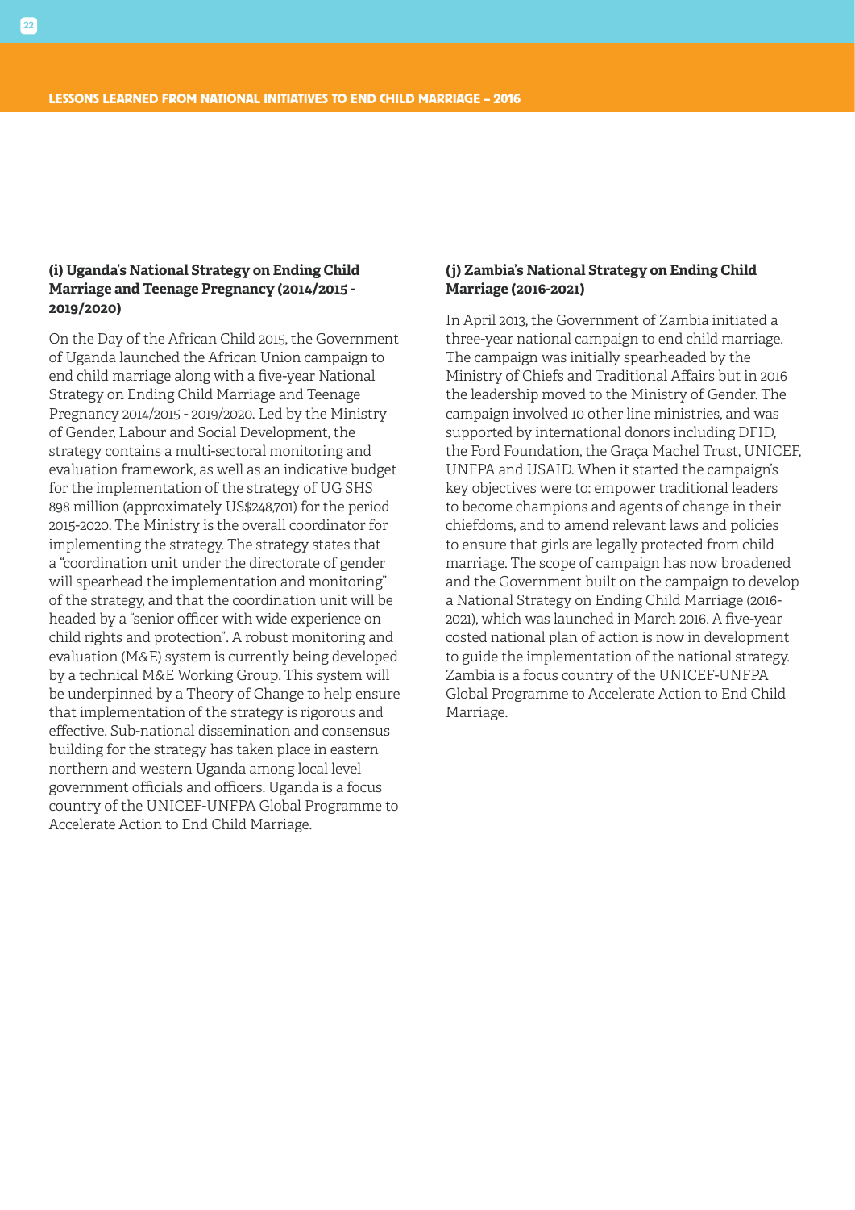### (i) Uganda's National Strategy on Ending Child Marriage and Teenage Pregnancy (2014/2015 - 2019/2020)

On the Day of the African Child 2015, the Government of Uganda launched the African Union campaign to end child marriage along with a five-year National Strategy on Ending Child Marriage and Teenage Pregnancy 2014/2015 - 2019/2020. Led by the Ministry of Gender, Labour and Social Development, the strategy contains a multi-sectoral monitoring and evaluation framework, as well as an indicative budget for the implementation of the strategy of UG SHS 898 million (approximately US$248,701) for the period 2015-2020. The Ministry is the overall coordinator for implementing the strategy. The strategy states that a "coordination unit under the directorate of gender will spearhead the implementation and monitoring" of the strategy, and that the coordination unit will be headed by a "senior officer with wide experience on child rights and protection". A robust monitoring and evaluation (M&E) system is currently being developed by a technical M&E Working Group. This system will be underpinned by a Theory of Change to help ensure that implementation of the strategy is rigorous and effective. Sub-national dissemination and consensus building for the strategy has taken place in eastern northern and western Uganda among local level government officials and officers. Uganda is a focus country of the UNICEF-UNFPA Global Programme to Accelerate Action to End Child Marriage.

### (j) Zambia's National Strategy on Ending Child Marriage (2016-2021)

In April 2013, the Government of Zambia initiated a three-year national campaign to end child marriage. The campaign was initially spearheaded by the Ministry of Chiefs and Traditional Affairs but in 2016 the leadership moved to the Ministry of Gender. The campaign involved 10 other line ministries, and was supported by international donors including DFID, the Ford Foundation, the Graça Machel Trust, UNICEF, UNFPA and USAID. When it started the campaign's key objectives were to: empower traditional leaders to become champions and agents of change in their chiefdoms, and to amend relevant laws and policies to ensure that girls are legally protected from child marriage. The scope of campaign has now broadened and the Government built on the campaign to develop a National Strategy on Ending Child Marriage (2016-2021), which was launched in March 2016. A five-year costed national plan of action is now in development to guide the implementation of the national strategy. Zambia is a focus country of the UNICEF-UNFPA Global Programme to Accelerate Action to End Child Marriage.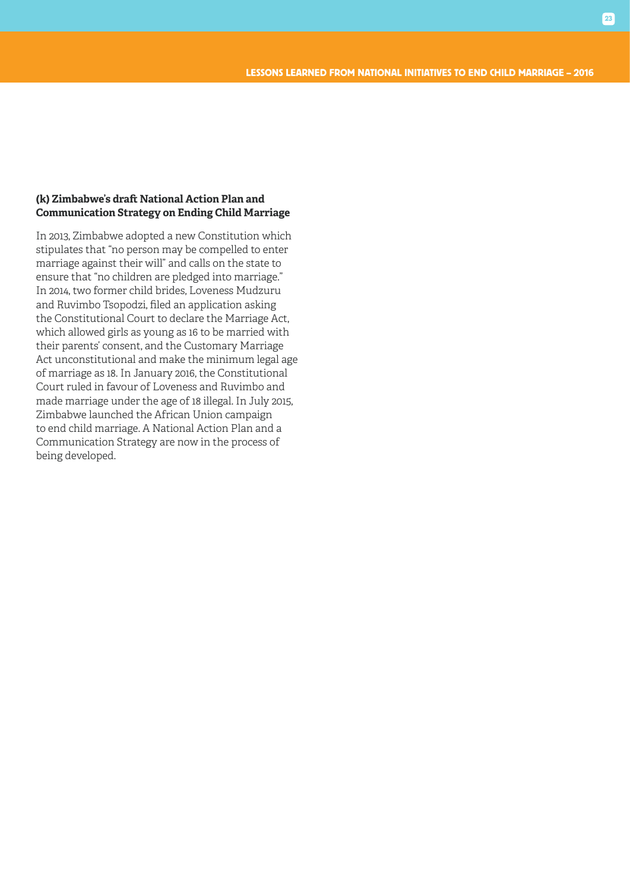### (k) Zimbabwe's draft National Action Plan and Communication Strategy on Ending Child Marriage

In 2013, Zimbabwe adopted a new Constitution which stipulates that "no person may be compelled to enter marriage against their will" and calls on the state to ensure that "no children are pledged into marriage." In 2014, two former child brides, Loveness Mudzuru and Ruvimbo Tsopodzi, filed an application asking the Constitutional Court to declare the Marriage Act, which allowed girls as young as 16 to be married with their parents' consent, and the Customary Marriage Act unconstitutional and make the minimum legal age of marriage as 18. In January 2016, the Constitutional Court ruled in favour of Loveness and Ruvimbo and made marriage under the age of 18 illegal. In July 2015, Zimbabwe launched the African Union campaign to end child marriage. A National Action Plan and a Communication Strategy are now in the process of being developed.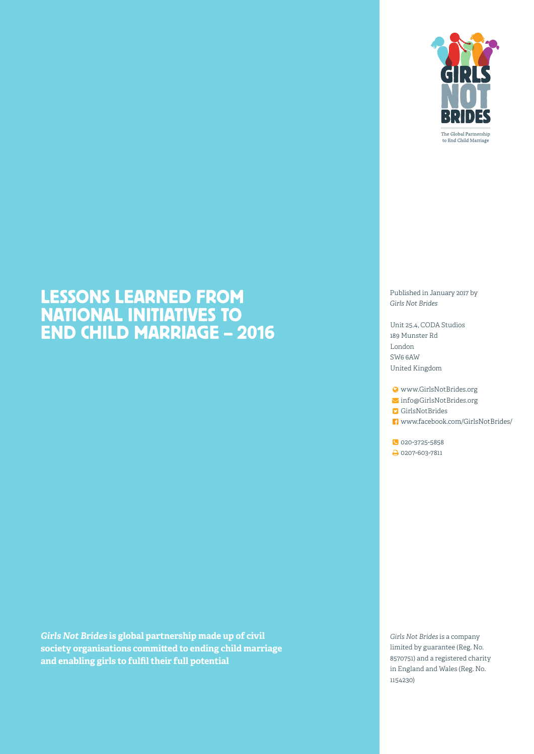GIRLS NOT BRIDES

The Global Partnership to End Child Marriage

# LESSONS LEARNED FROM NATIONAL INITIATIVES TO END CHILD MARRIAGE – 2016

Published in January 2017 by *Girls Not Brides*

Unit 25.4, CODA Studios
189 Munster Rd
London
SW6 6AW
United Kingdom

www.GirlsNotBrides.org
info@GirlsNotBrides.org
GirlsNotBrides
www.facebook.com/GirlsNotBrides/

020-3725-5858
0207-603-7811

***Girls Not Brides*** **is global partnership made up of civil society organisations committed to ending child marriage and enabling girls to fulfil their full potential**

*Girls Not Brides* is a company limited by guarantee (Reg. No. 8570751) and a registered charity in England and Wales (Reg. No. 1154230)